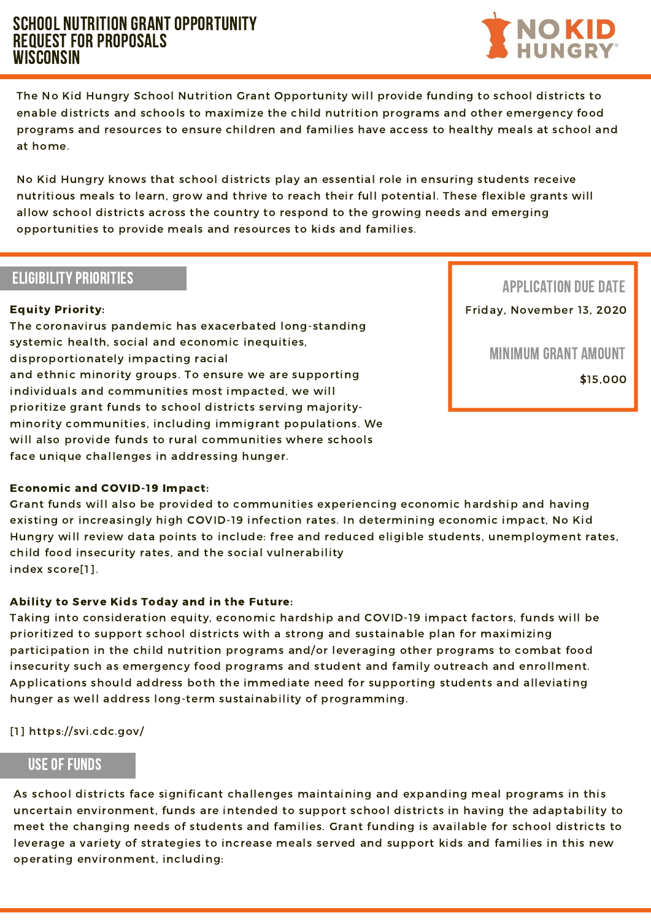# SCHOOL NUTRITION GRANT OPPORTUNITY
# REQUEST FOR PROPOSALS
# WISCONSIN

NO KID HUNGRY

The No Kid Hungry School Nutrition Grant Opportunity will provide funding to school districts to enable districts and schools to maximize the child nutrition programs and other emergency food programs and resources to ensure children and families have access to healthy meals at school and at home.

No Kid Hungry knows that school districts play an essential role in ensuring students receive nutritious meals to learn, grow and thrive to reach their full potential. These flexible grants will allow school districts across the country to respond to the growing needs and emerging opportunities to provide meals and resources to kids and families.

## APPLICATION DUE DATE

Friday, November 13, 2020

## MINIMUM GRANT AMOUNT

$15,000

## ELIGIBILITY PRIORITIES

**Equity Priority:**
The coronavirus pandemic has exacerbated long-standing systemic health, social and economic inequities, disproportionately impacting racial and ethnic minority groups. To ensure we are supporting individuals and communities most impacted, we will prioritize grant funds to school districts serving majority-minority communities, including immigrant populations. We will also provide funds to rural communities where schools face unique challenges in addressing hunger.

**Economic and COVID-19 Impact:**
Grant funds will also be provided to communities experiencing economic hardship and having existing or increasingly high COVID-19 infection rates. In determining economic impact, No Kid Hungry will review data points to include: free and reduced eligible students, unemployment rates, child food insecurity rates, and the social vulnerability index score[1].

**Ability to Serve Kids Today and in the Future:**
Taking into consideration equity, economic hardship and COVID-19 impact factors, funds will be prioritized to support school districts with a strong and sustainable plan for maximizing participation in the child nutrition programs and/or leveraging other programs to combat food insecurity such as emergency food programs and student and family outreach and enrollment. Applications should address both the immediate need for supporting students and alleviating hunger as well address long-term sustainability of programming.

[1] https://svi.cdc.gov/

## USE OF FUNDS

As school districts face significant challenges maintaining and expanding meal programs in this uncertain environment, funds are intended to support school districts in having the adaptability to meet the changing needs of students and families. Grant funding is available for school districts to leverage a variety of strategies to increase meals served and support kids and families in this new operating environment, including: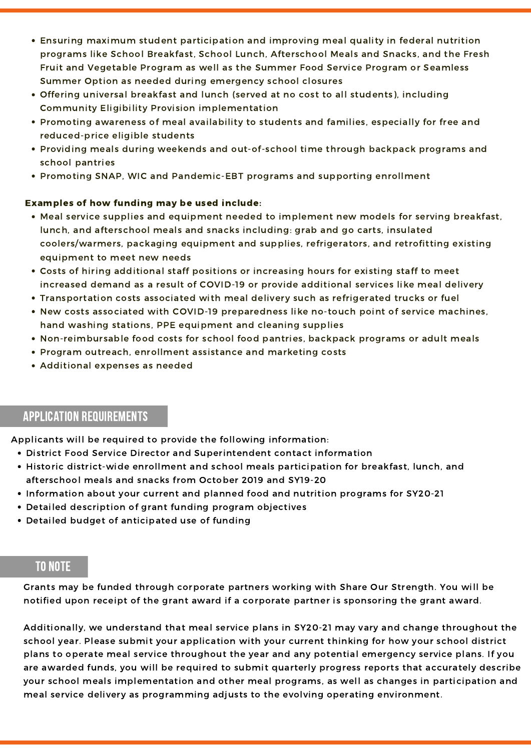- Ensuring maximum student participation and improving meal quality in federal nutrition programs like School Breakfast, School Lunch, Afterschool Meals and Snacks, and the Fresh Fruit and Vegetable Program as well as the Summer Food Service Program or Seamless Summer Option as needed during emergency school closures
- Offering universal breakfast and lunch (served at no cost to all students), including Community Eligibility Provision implementation
- Promoting awareness of meal availability to students and families, especially for free and reduced-price eligible students
- Providing meals during weekends and out-of-school time through backpack programs and school pantries
- Promoting SNAP, WIC and Pandemic-EBT programs and supporting enrollment

**Examples of how funding may be used include:**

- Meal service supplies and equipment needed to implement new models for serving breakfast, lunch, and afterschool meals and snacks including: grab and go carts, insulated coolers/warmers, packaging equipment and supplies, refrigerators, and retrofitting existing equipment to meet new needs
- Costs of hiring additional staff positions or increasing hours for existing staff to meet increased demand as a result of COVID-19 or provide additional services like meal delivery
- Transportation costs associated with meal delivery such as refrigerated trucks or fuel
- New costs associated with COVID-19 preparedness like no-touch point of service machines, hand washing stations, PPE equipment and cleaning supplies
- Non-reimbursable food costs for school food pantries, backpack programs or adult meals
- Program outreach, enrollment assistance and marketing costs
- Additional expenses as needed

## APPLICATION REQUIREMENTS

Applicants will be required to provide the following information:

- District Food Service Director and Superintendent contact information
- Historic district-wide enrollment and school meals participation for breakfast, lunch, and afterschool meals and snacks from October 2019 and SY19-20
- Information about your current and planned food and nutrition programs for SY20-21
- Detailed description of grant funding program objectives
- Detailed budget of anticipated use of funding

## TO NOTE

Grants may be funded through corporate partners working with Share Our Strength. You will be notified upon receipt of the grant award if a corporate partner is sponsoring the grant award.

Additionally, we understand that meal service plans in SY20-21 may vary and change throughout the school year. Please submit your application with your current thinking for how your school district plans to operate meal service throughout the year and any potential emergency service plans. If you are awarded funds, you will be required to submit quarterly progress reports that accurately describe your school meals implementation and other meal programs, as well as changes in participation and meal service delivery as programming adjusts to the evolving operating environment.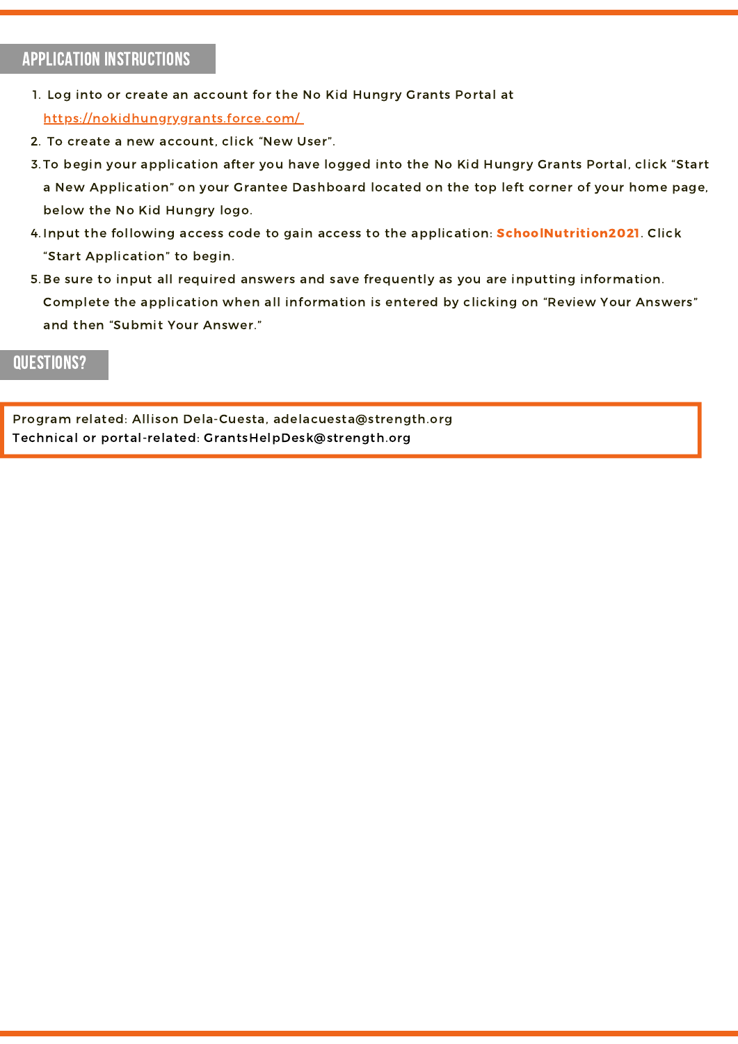## APPLICATION INSTRUCTIONS

1. Log into or create an account for the No Kid Hungry Grants Portal at https://nokidhungrygrants.force.com/
2. To create a new account, click "New User".
3. To begin your application after you have logged into the No Kid Hungry Grants Portal, click "Start a New Application" on your Grantee Dashboard located on the top left corner of your home page, below the No Kid Hungry logo.
4. Input the following access code to gain access to the application: **SchoolNutrition2021**. Click "Start Application" to begin.
5. Be sure to input all required answers and save frequently as you are inputting information. Complete the application when all information is entered by clicking on "Review Your Answers" and then "Submit Your Answer."

## QUESTIONS?

Program related: Allison Dela-Cuesta, adelacuesta@strength.org
Technical or portal-related: GrantsHelpDesk@strength.org